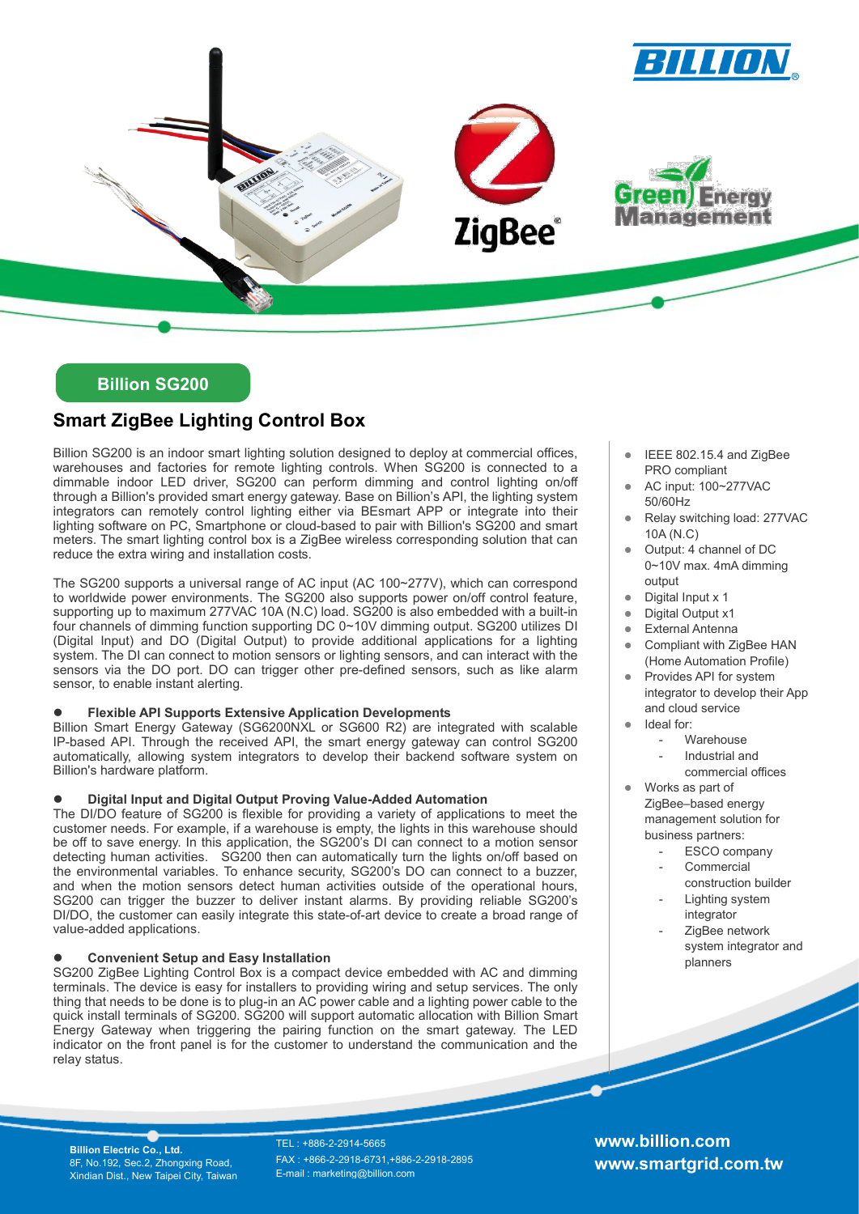## Billion SG200

# Smart ZigBee Lighting Control Box

Billion SG200 is an indoor smart lighting solution designed to deploy at commercial offices, warehouses and factories for remote lighting controls. When SG200 is connected to a dimmable indoor LED driver, SG200 can perform dimming and control lighting on/off through a Billion's provided smart energy gateway. Base on Billion's API, the lighting system integrators can remotely control lighting either via BEsmart APP or integrate into their lighting software on PC, Smartphone or cloud-based to pair with Billion's SG200 and smart meters. The smart lighting control box is a ZigBee wireless corresponding solution that can reduce the extra wiring and installation costs.

The SG200 supports a universal range of AC input (AC 100~277V), which can correspond to worldwide power environments. The SG200 also supports power on/off control feature, supporting up to maximum 277VAC 10A (N.C) load. SG200 is also embedded with a built-in four channels of dimming function supporting DC 0~10V dimming output. SG200 utilizes DI (Digital Input) and DO (Digital Output) to provide additional applications for a lighting system. The DI can connect to motion sensors or lighting sensors, and can interact with the sensors via the DO port. DO can trigger other pre-defined sensors, such as like alarm sensor, to enable instant alerting.

- **Flexible API Supports Extensive Application Developments**

Billion Smart Energy Gateway (SG6200NXL or SG600 R2) are integrated with scalable IP-based API. Through the received API, the smart energy gateway can control SG200 automatically, allowing system integrators to develop their backend software system on Billion's hardware platform.

- **Digital Input and Digital Output Proving Value-Added Automation**

The DI/DO feature of SG200 is flexible for providing a variety of applications to meet the customer needs. For example, if a warehouse is empty, the lights in this warehouse should be off to save energy. In this application, the SG200's DI can connect to a motion sensor detecting human activities. SG200 then can automatically turn the lights on/off based on the environmental variables. To enhance security, SG200's DO can connect to a buzzer, and when the motion sensors detect human activities outside of the operational hours, SG200 can trigger the buzzer to deliver instant alarms. By providing reliable SG200's DI/DO, the customer can easily integrate this state-of-art device to create a broad range of value-added applications.

- **Convenient Setup and Easy Installation**

SG200 ZigBee Lighting Control Box is a compact device embedded with AC and dimming terminals. The device is easy for installers to providing wiring and setup services. The only thing that needs to be done is to plug-in an AC power cable and a lighting power cable to the quick install terminals of SG200. SG200 will support automatic allocation with Billion Smart Energy Gateway when triggering the pairing function on the smart gateway. The LED indicator on the front panel is for the customer to understand the communication and the relay status.

- IEEE 802.15.4 and ZigBee PRO compliant
- AC input: 100~277VAC 50/60Hz
- Relay switching load: 277VAC 10A (N.C)
- Output: 4 channel of DC 0~10V max. 4mA dimming output
- Digital Input x 1
- Digital Output x1
- External Antenna
- Compliant with ZigBee HAN (Home Automation Profile)
- Provides API for system integrator to develop their App and cloud service
- Ideal for:
  - Warehouse
  - Industrial and commercial offices
- Works as part of ZigBee–based energy management solution for business partners:
  - ESCO company
  - Commercial construction builder
  - Lighting system integrator
  - ZigBee network system integrator and planners

**Billion Electric Co., Ltd.**
8F, No.192, Sec.2, Zhongxing Road, Xindian Dist., New Taipei City, Taiwan

TEL : +886-2-2914-5665
FAX : +866-2-2918-6731,+886-2-2918-2895
E-mail : marketing@billion.com

**www.billion.com**
**www.smartgrid.com.tw**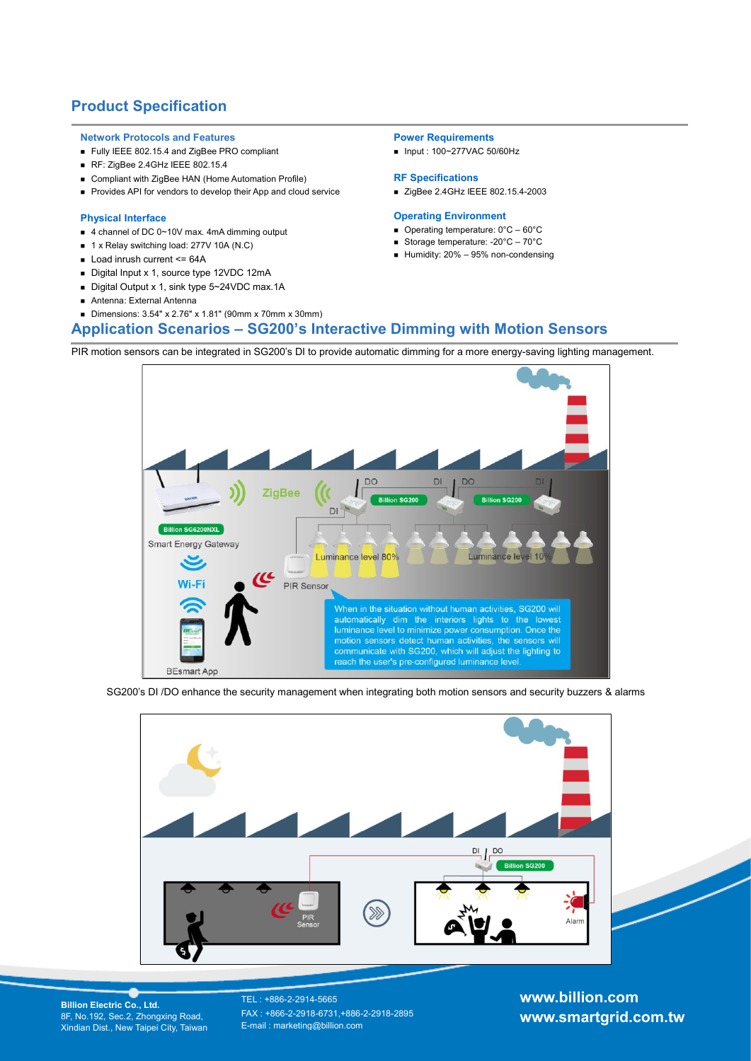## Product Specification

### Network Protocols and Features

- Fully IEEE 802.15.4 and ZigBee PRO compliant
- RF: ZigBee 2.4GHz IEEE 802.15.4
- Compliant with ZigBee HAN (Home Automation Profile)
- Provides API for vendors to develop their App and cloud service

### Physical Interface

- 4 channel of DC 0~10V max. 4mA dimming output
- 1 x Relay switching load: 277V 10A (N.C)
- Load inrush current <= 64A
- Digital Input x 1, source type 12VDC 12mA
- Digital Output x 1, sink type 5~24VDC max.1A
- Antenna: External Antenna
- Dimensions: 3.54" x 2.76" x 1.81" (90mm x 70mm x 30mm)

### Power Requirements

- Input : 100~277VAC 50/60Hz

### RF Specifications

- ZigBee 2.4GHz IEEE 802.15.4-2003

### Operating Environment

- Operating temperature: 0°C – 60°C
- Storage temperature: -20°C – 70°C
- Humidity: 20% – 95% non-condensing

## Application Scenarios – SG200's Interactive Dimming with Motion Sensors

PIR motion sensors can be integrated in SG200's DI to provide automatic dimming for a more energy-saving lighting management.

Billion SG6200NXL Smart Energy Gateway — ZigBee — Billion SG200 (DI / DO) — PIR Sensor — Luminance level 80% — Luminance level 10% — Wi-Fi — BEsmart App

When in the situation without human activities, SG200 will automatically dim the interiors lights to the lowest luminance level to minimize power consumption. Once the motion sensors detect human activities, the sensors will communicate with SG200, which will adjust the lighting to reach the user's pre-configured luminance level.

SG200's DI /DO enhance the security management when integrating both motion sensors and security buzzers & alarms

DI / DO — Billion SG200 — PIR Sensor — Alarm

**Billion Electric Co., Ltd.**
8F, No.192, Sec.2, Zhongxing Road,
Xindian Dist., New Taipei City, Taiwan

TEL : +886-2-2914-5665
FAX : +886-2-2918-6731,+886-2-2918-2895
E-mail : marketing@billion.com

**www.billion.com**
**www.smartgrid.com.tw**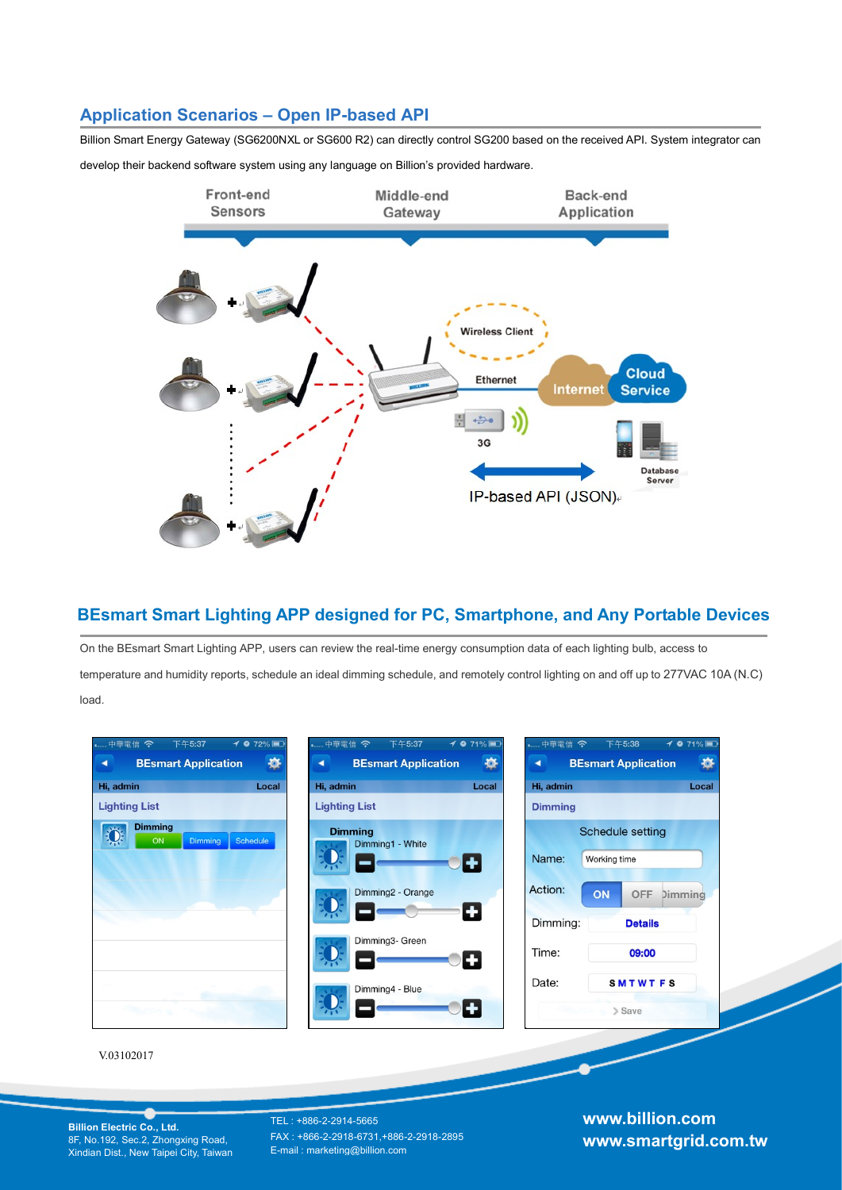## Application Scenarios – Open IP-based API

Billion Smart Energy Gateway (SG6200NXL or SG600 R2) can directly control SG200 based on the received API. System integrator can develop their backend software system using any language on Billion's provided hardware.

Front-end Sensors

Middle-end Gateway

Back-end Application

Wireless Client

Ethernet

Internet

Cloud Service

3G

Database Server

IP-based API (JSON)

## BEsmart Smart Lighting APP designed for PC, Smartphone, and Any Portable Devices

On the BEsmart Smart Lighting APP, users can review the real-time energy consumption data of each lighting bulb, access to temperature and humidity reports, schedule an ideal dimming schedule, and remotely control lighting on and off up to 277VAC 10A (N.C) load.

BEsmart Application

Hi, admin Local

Lighting List

Dimming

ON Dimming Schedule

BEsmart Application

Hi, admin Local

Lighting List

Dimming

Dimming1 - White

Dimming2 - Orange

Dimming3- Green

Dimming4 - Blue

BEsmart Application

Hi, admin Local

Dimming

Schedule setting

Name: Working time

Action: ON OFF Dimming

Dimming: Details

Time: 09:00

Date: S M T W T F S

Save

V.03102017

**Billion Electric Co., Ltd.**
8F, No.192, Sec.2, Zhongxing Road,
Xindian Dist., New Taipei City, Taiwan

TEL : +886-2-2914-5665
FAX : +886-2-2918-6731,+886-2-2918-2895
E-mail : marketing@billion.com

**www.billion.com**
**www.smartgrid.com.tw**